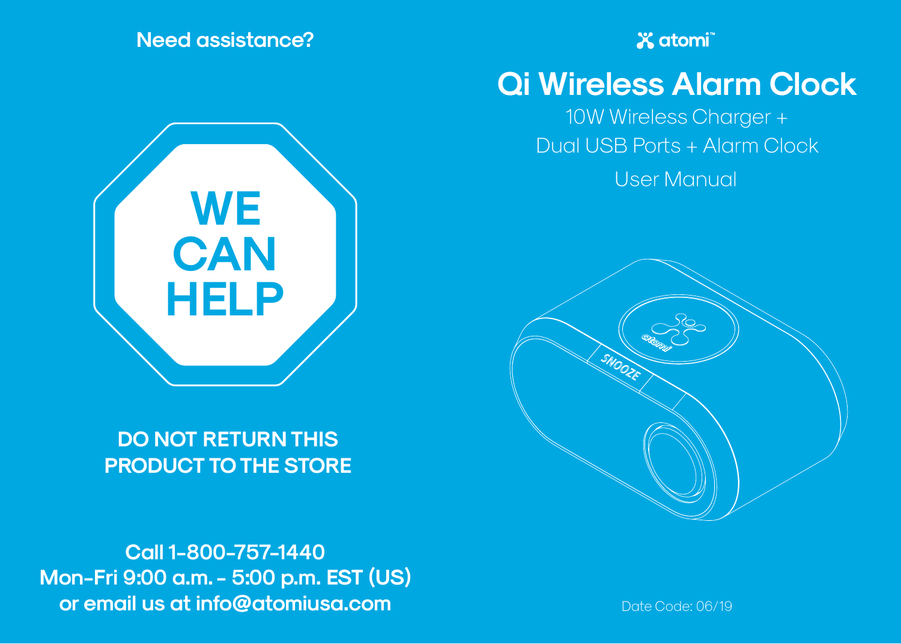Need assistance?

WE CAN HELP

**DO NOT RETURN THIS PRODUCT TO THE STORE**

**Call 1-800-757-1440**
**Mon-Fri 9:00 a.m. - 5:00 p.m. EST (US)**
**or email us at info@atomiusa.com**

atomi™

# Qi Wireless Alarm Clock

10W Wireless Charger +
Dual USB Ports + Alarm Clock

User Manual

Date Code: 06/19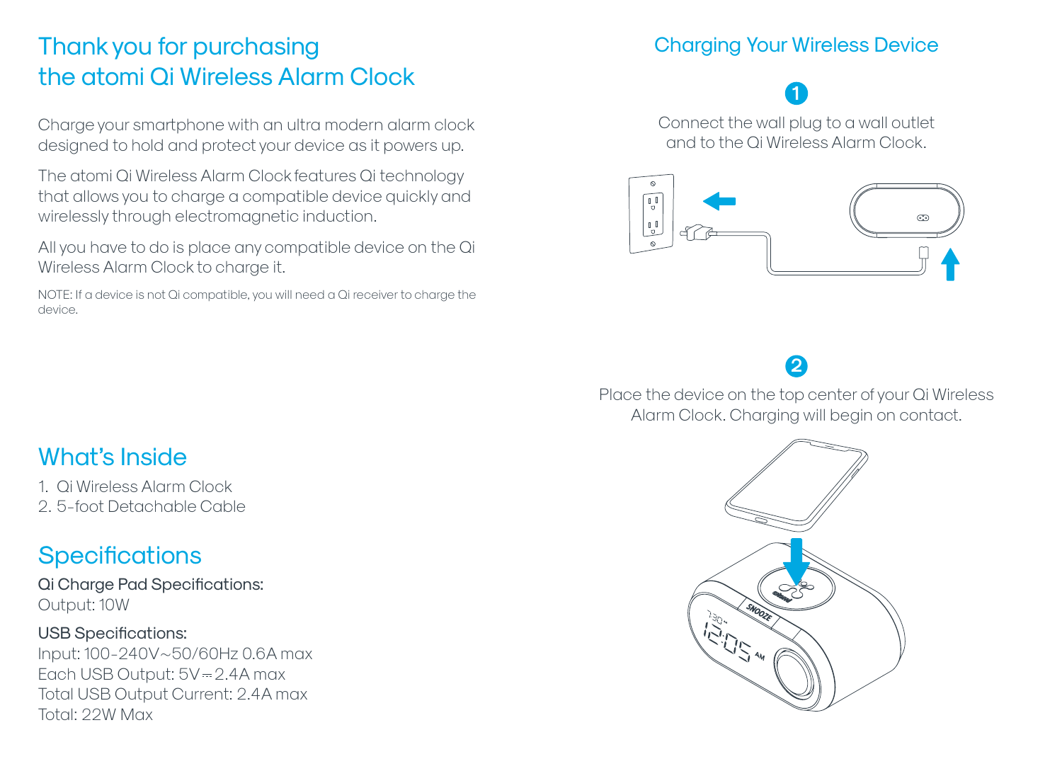# Thank you for purchasing the atomi Qi Wireless Alarm Clock

Charge your smartphone with an ultra modern alarm clock designed to hold and protect your device as it powers up.

The atomi Qi Wireless Alarm Clock features Qi technology that allows you to charge a compatible device quickly and wirelessly through electromagnetic induction.

All you have to do is place any compatible device on the Qi Wireless Alarm Clock to charge it.

NOTE: If a device is not Qi compatible, you will need a Qi receiver to charge the device.

## What's Inside

1. Qi Wireless Alarm Clock
2. 5-foot Detachable Cable

## Specifications

Qi Charge Pad Specifications:
Output: 10W

USB Specifications:
Input: 100-240V~50/60Hz 0.6A max
Each USB Output: 5V⎓2.4A max
Total USB Output Current: 2.4A max
Total: 22W Max

## Charging Your Wireless Device

1. Connect the wall plug to a wall outlet and to the Qi Wireless Alarm Clock.

2. Place the device on the top center of your Qi Wireless Alarm Clock. Charging will begin on contact.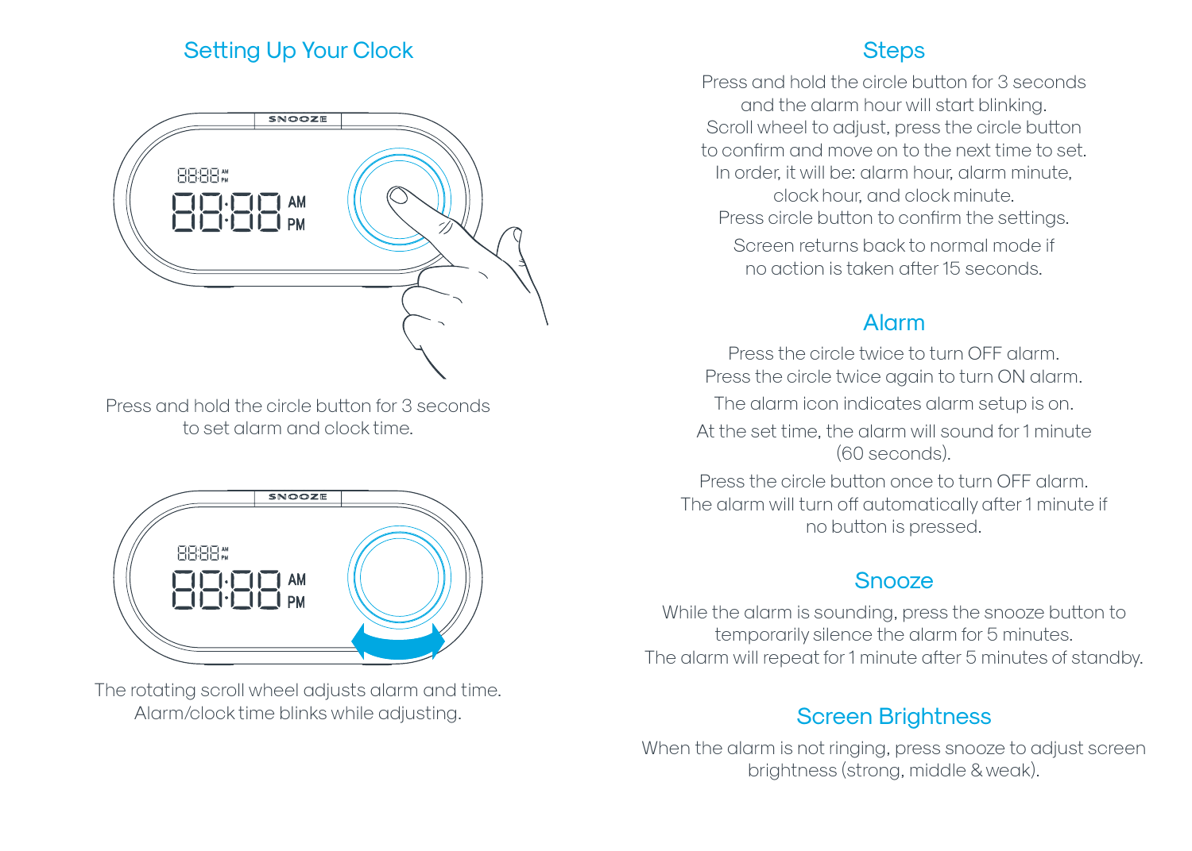## Setting Up Your Clock

Press and hold the circle button for 3 seconds to set alarm and clock time.

The rotating scroll wheel adjusts alarm and time. Alarm/clock time blinks while adjusting.

## Steps

Press and hold the circle button for 3 seconds and the alarm hour will start blinking. Scroll wheel to adjust, press the circle button to confirm and move on to the next time to set. In order, it will be: alarm hour, alarm minute, clock hour, and clock minute. Press circle button to confirm the settings.

Screen returns back to normal mode if no action is taken after 15 seconds.

## Alarm

Press the circle twice to turn OFF alarm. Press the circle twice again to turn ON alarm.

The alarm icon indicates alarm setup is on.

At the set time, the alarm will sound for 1 minute (60 seconds).

Press the circle button once to turn OFF alarm. The alarm will turn off automatically after 1 minute if no button is pressed.

## Snooze

While the alarm is sounding, press the snooze button to temporarily silence the alarm for 5 minutes. The alarm will repeat for 1 minute after 5 minutes of standby.

## Screen Brightness

When the alarm is not ringing, press snooze to adjust screen brightness (strong, middle & weak).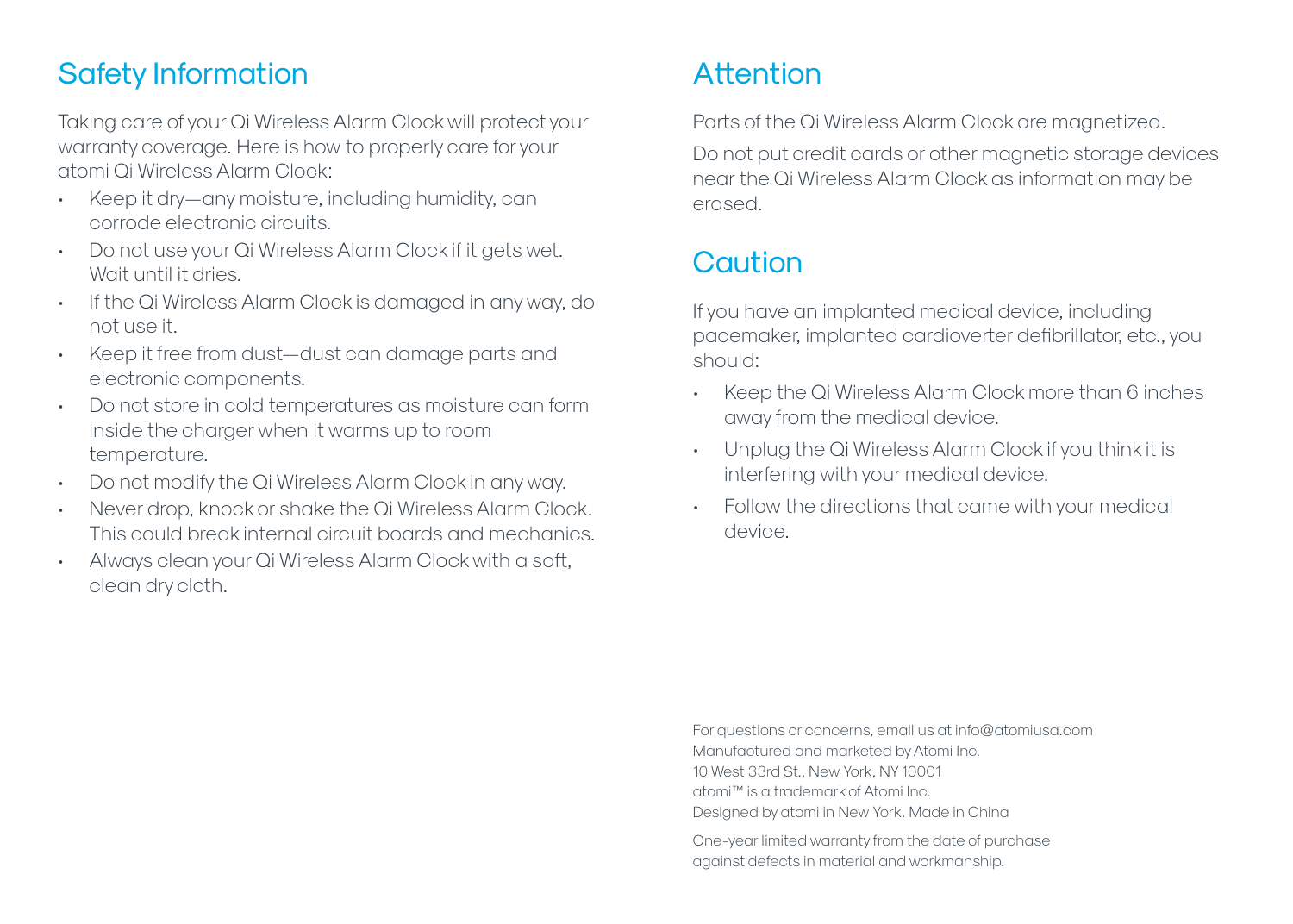## Safety Information

Taking care of your Qi Wireless Alarm Clock will protect your warranty coverage. Here is how to properly care for your atomi Qi Wireless Alarm Clock:

- Keep it dry—any moisture, including humidity, can corrode electronic circuits.
- Do not use your Qi Wireless Alarm Clock if it gets wet. Wait until it dries.
- If the Qi Wireless Alarm Clock is damaged in any way, do not use it.
- Keep it free from dust—dust can damage parts and electronic components.
- Do not store in cold temperatures as moisture can form inside the charger when it warms up to room temperature.
- Do not modify the Qi Wireless Alarm Clock in any way.
- Never drop, knock or shake the Qi Wireless Alarm Clock. This could break internal circuit boards and mechanics.
- Always clean your Qi Wireless Alarm Clock with a soft, clean dry cloth.

## Attention

Parts of the Qi Wireless Alarm Clock are magnetized.

Do not put credit cards or other magnetic storage devices near the Qi Wireless Alarm Clock as information may be erased.

## Caution

If you have an implanted medical device, including pacemaker, implanted cardioverter defibrillator, etc., you should:

- Keep the Qi Wireless Alarm Clock more than 6 inches away from the medical device.
- Unplug the Qi Wireless Alarm Clock if you think it is interfering with your medical device.
- Follow the directions that came with your medical device.

For questions or concerns, email us at info@atomiusa.com
Manufactured and marketed by Atomi Inc.
10 West 33rd St., New York, NY 10001
atomi™ is a trademark of Atomi Inc.
Designed by atomi in New York. Made in China

One-year limited warranty from the date of purchase against defects in material and workmanship.